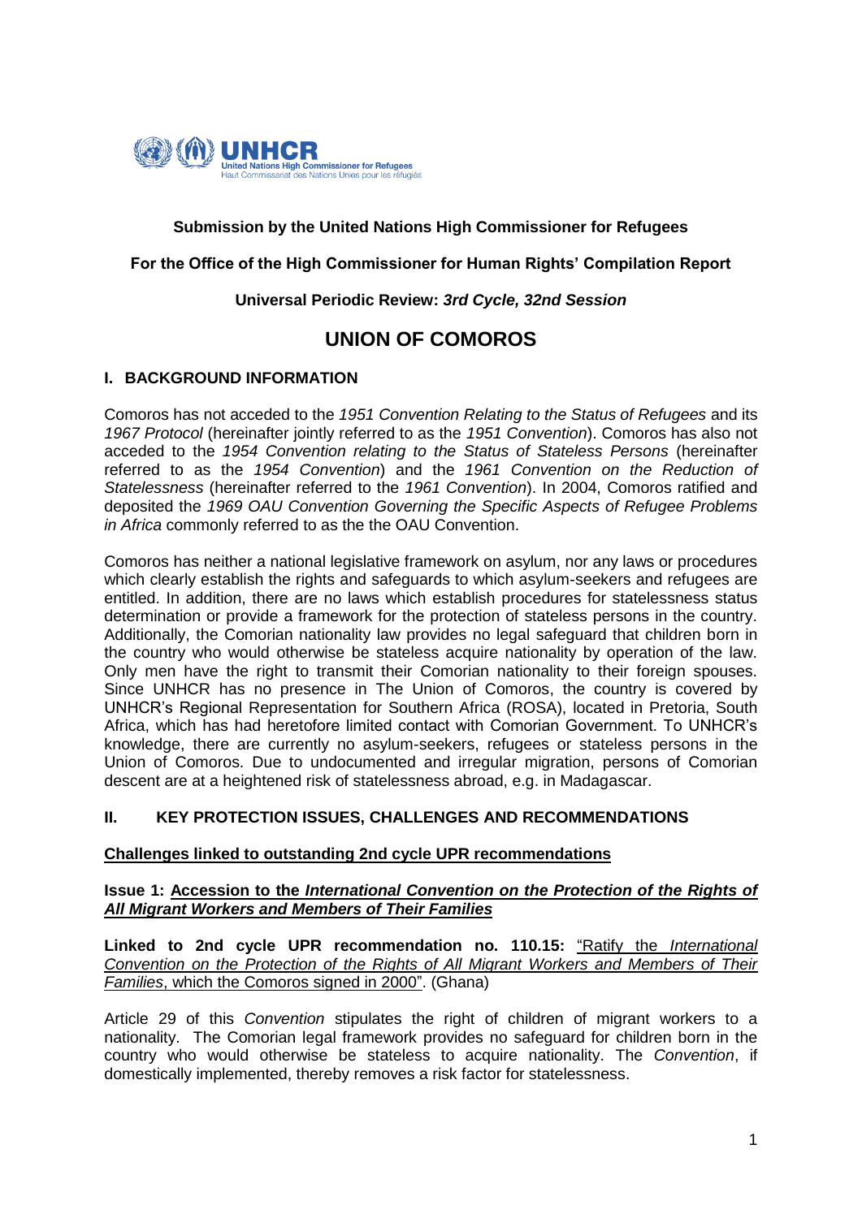**Submission by the United Nations High Commissioner for Refugees**

**For the Office of the High Commissioner for Human Rights' Compilation Report**

**Universal Periodic Review: *3rd Cycle, 32nd Session***

# UNION OF COMOROS

## I. BACKGROUND INFORMATION

Comoros has not acceded to the *1951 Convention Relating to the Status of Refugees* and its *1967 Protocol* (hereinafter jointly referred to as the *1951 Convention*). Comoros has also not acceded to the *1954 Convention relating to the Status of Stateless Persons* (hereinafter referred to as the *1954 Convention*) and the *1961 Convention on the Reduction of Statelessness* (hereinafter referred to the *1961 Convention*). In 2004, Comoros ratified and deposited the *1969 OAU Convention Governing the Specific Aspects of Refugee Problems in Africa* commonly referred to as the the OAU Convention.

Comoros has neither a national legislative framework on asylum, nor any laws or procedures which clearly establish the rights and safeguards to which asylum-seekers and refugees are entitled. In addition, there are no laws which establish procedures for statelessness status determination or provide a framework for the protection of stateless persons in the country. Additionally, the Comorian nationality law provides no legal safeguard that children born in the country who would otherwise be stateless acquire nationality by operation of the law. Only men have the right to transmit their Comorian nationality to their foreign spouses. Since UNHCR has no presence in The Union of Comoros, the country is covered by UNHCR's Regional Representation for Southern Africa (ROSA), located in Pretoria, South Africa, which has had heretofore limited contact with Comorian Government. To UNHCR's knowledge, there are currently no asylum-seekers, refugees or stateless persons in the Union of Comoros. Due to undocumented and irregular migration, persons of Comorian descent are at a heightened risk of statelessness abroad, e.g. in Madagascar.

## II. KEY PROTECTION ISSUES, CHALLENGES AND RECOMMENDATIONS

### Challenges linked to outstanding 2nd cycle UPR recommendations

**Issue 1: Accession to the *International Convention on the Protection of the Rights of All Migrant Workers and Members of Their Families***

**Linked to 2nd cycle UPR recommendation no. 110.15:** "Ratify the *International Convention on the Protection of the Rights of All Migrant Workers and Members of Their Families*, which the Comoros signed in 2000". (Ghana)

Article 29 of this *Convention* stipulates the right of children of migrant workers to a nationality. The Comorian legal framework provides no safeguard for children born in the country who would otherwise be stateless to acquire nationality. The *Convention*, if domestically implemented, thereby removes a risk factor for statelessness.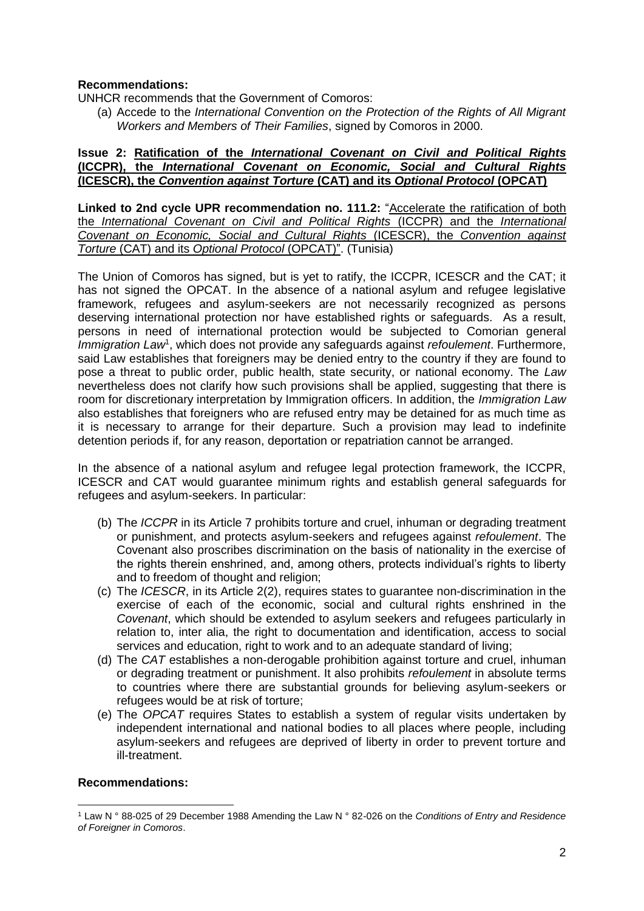**Recommendations:**

UNHCR recommends that the Government of Comoros:

(a) Accede to the *International Convention on the Protection of the Rights of All Migrant Workers and Members of Their Families*, signed by Comoros in 2000.

**Issue 2: Ratification of the *International Covenant on Civil and Political Rights* (ICCPR), the *International Covenant on Economic, Social and Cultural Rights* (ICESCR), the *Convention against Torture* (CAT) and its *Optional Protocol* (OPCAT)**

**Linked to 2nd cycle UPR recommendation no. 111.2:** "Accelerate the ratification of both the *International Covenant on Civil and Political Rights* (ICCPR) and the *International Covenant on Economic, Social and Cultural Rights* (ICESCR), the *Convention against Torture* (CAT) and its *Optional Protocol* (OPCAT)". (Tunisia)

The Union of Comoros has signed, but is yet to ratify, the ICCPR, ICESCR and the CAT; it has not signed the OPCAT. In the absence of a national asylum and refugee legislative framework, refugees and asylum-seekers are not necessarily recognized as persons deserving international protection nor have established rights or safeguards. As a result, persons in need of international protection would be subjected to Comorian general *Immigration Law*[1], which does not provide any safeguards against *refoulement*. Furthermore, said Law establishes that foreigners may be denied entry to the country if they are found to pose a threat to public order, public health, state security, or national economy. The *Law* nevertheless does not clarify how such provisions shall be applied, suggesting that there is room for discretionary interpretation by Immigration officers. In addition, the *Immigration Law* also establishes that foreigners who are refused entry may be detained for as much time as it is necessary to arrange for their departure. Such a provision may lead to indefinite detention periods if, for any reason, deportation or repatriation cannot be arranged.

In the absence of a national asylum and refugee legal protection framework, the ICCPR, ICESCR and CAT would guarantee minimum rights and establish general safeguards for refugees and asylum-seekers. In particular:

(b) The *ICCPR* in its Article 7 prohibits torture and cruel, inhuman or degrading treatment or punishment, and protects asylum-seekers and refugees against *refoulement*. The Covenant also proscribes discrimination on the basis of nationality in the exercise of the rights therein enshrined, and, among others, protects individual's rights to liberty and to freedom of thought and religion;

(c) The *ICESCR*, in its Article 2(2), requires states to guarantee non-discrimination in the exercise of each of the economic, social and cultural rights enshrined in the *Covenant*, which should be extended to asylum seekers and refugees particularly in relation to, inter alia, the right to documentation and identification, access to social services and education, right to work and to an adequate standard of living;

(d) The *CAT* establishes a non-derogable prohibition against torture and cruel, inhuman or degrading treatment or punishment. It also prohibits *refoulement* in absolute terms to countries where there are substantial grounds for believing asylum-seekers or refugees would be at risk of torture;

(e) The *OPCAT* requires States to establish a system of regular visits undertaken by independent international and national bodies to all places where people, including asylum-seekers and refugees are deprived of liberty in order to prevent torture and ill-treatment.

**Recommendations:**

[1] Law N ° 88-025 of 29 December 1988 Amending the Law N ° 82-026 on the *Conditions of Entry and Residence of Foreigner in Comoros*.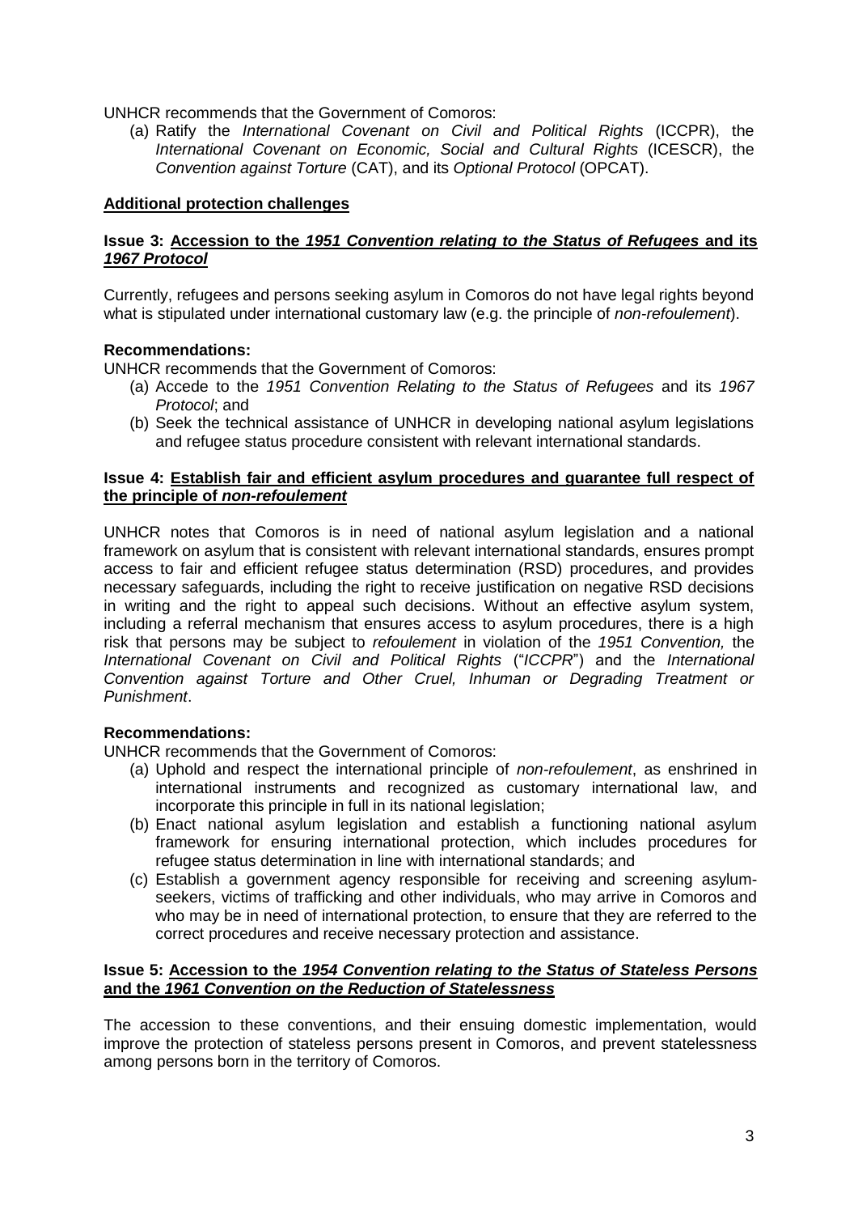UNHCR recommends that the Government of Comoros:

(a) Ratify the *International Covenant on Civil and Political Rights* (ICCPR), the *International Covenant on Economic, Social and Cultural Rights* (ICESCR), the *Convention against Torture* (CAT), and its *Optional Protocol* (OPCAT).

## **Additional protection challenges**

### **Issue 3: Accession to the *1951 Convention relating to the Status of Refugees* and its *1967 Protocol***

Currently, refugees and persons seeking asylum in Comoros do not have legal rights beyond what is stipulated under international customary law (e.g. the principle of *non-refoulement*).

**Recommendations:**

UNHCR recommends that the Government of Comoros:

(a) Accede to the *1951 Convention Relating to the Status of Refugees* and its *1967 Protocol*; and

(b) Seek the technical assistance of UNHCR in developing national asylum legislations and refugee status procedure consistent with relevant international standards.

### **Issue 4: Establish fair and efficient asylum procedures and guarantee full respect of the principle of *non-refoulement***

UNHCR notes that Comoros is in need of national asylum legislation and a national framework on asylum that is consistent with relevant international standards, ensures prompt access to fair and efficient refugee status determination (RSD) procedures, and provides necessary safeguards, including the right to receive justification on negative RSD decisions in writing and the right to appeal such decisions. Without an effective asylum system, including a referral mechanism that ensures access to asylum procedures, there is a high risk that persons may be subject to *refoulement* in violation of the *1951 Convention,* the *International Covenant on Civil and Political Rights* ("*ICCPR*") and the *International Convention against Torture and Other Cruel, Inhuman or Degrading Treatment or Punishment*.

**Recommendations:**

UNHCR recommends that the Government of Comoros:

(a) Uphold and respect the international principle of *non-refoulement*, as enshrined in international instruments and recognized as customary international law, and incorporate this principle in full in its national legislation;

(b) Enact national asylum legislation and establish a functioning national asylum framework for ensuring international protection, which includes procedures for refugee status determination in line with international standards; and

(c) Establish a government agency responsible for receiving and screening asylum-seekers, victims of trafficking and other individuals, who may arrive in Comoros and who may be in need of international protection, to ensure that they are referred to the correct procedures and receive necessary protection and assistance.

### **Issue 5: Accession to the *1954 Convention relating to the Status of Stateless Persons* and the *1961 Convention on the Reduction of Statelessness***

The accession to these conventions, and their ensuing domestic implementation, would improve the protection of stateless persons present in Comoros, and prevent statelessness among persons born in the territory of Comoros.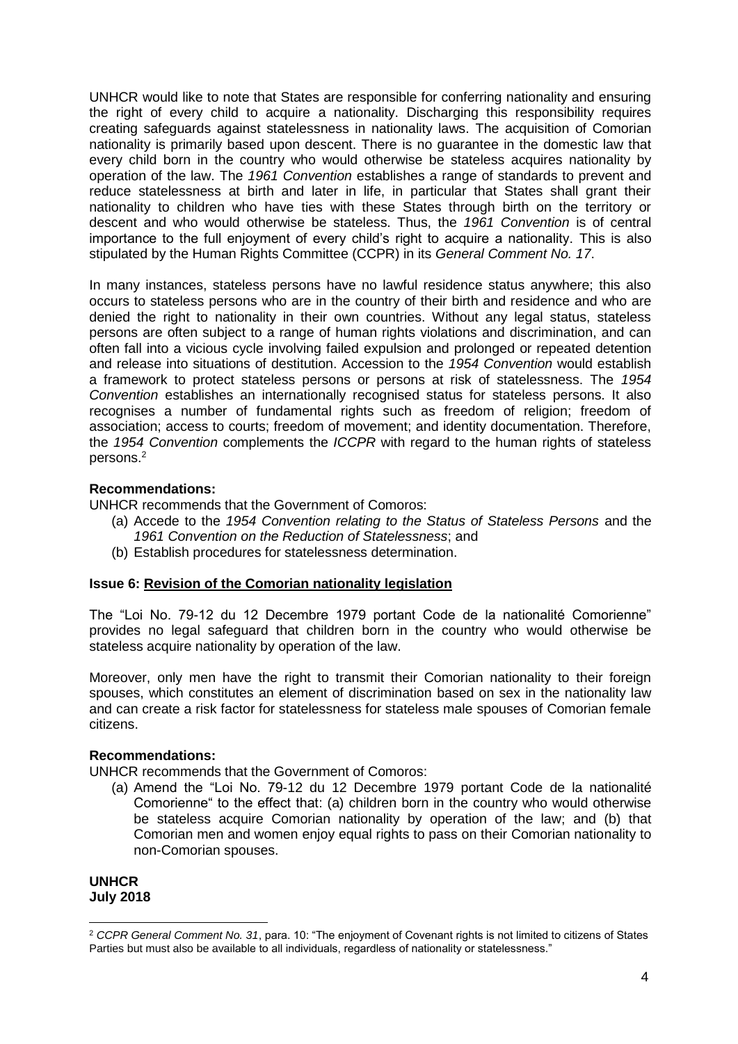UNHCR would like to note that States are responsible for conferring nationality and ensuring the right of every child to acquire a nationality. Discharging this responsibility requires creating safeguards against statelessness in nationality laws. The acquisition of Comorian nationality is primarily based upon descent. There is no guarantee in the domestic law that every child born in the country who would otherwise be stateless acquires nationality by operation of the law. The *1961 Convention* establishes a range of standards to prevent and reduce statelessness at birth and later in life, in particular that States shall grant their nationality to children who have ties with these States through birth on the territory or descent and who would otherwise be stateless. Thus, the *1961 Convention* is of central importance to the full enjoyment of every child's right to acquire a nationality. This is also stipulated by the Human Rights Committee (CCPR) in its *General Comment No. 17*.

In many instances, stateless persons have no lawful residence status anywhere; this also occurs to stateless persons who are in the country of their birth and residence and who are denied the right to nationality in their own countries. Without any legal status, stateless persons are often subject to a range of human rights violations and discrimination, and can often fall into a vicious cycle involving failed expulsion and prolonged or repeated detention and release into situations of destitution. Accession to the *1954 Convention* would establish a framework to protect stateless persons or persons at risk of statelessness. The *1954 Convention* establishes an internationally recognised status for stateless persons. It also recognises a number of fundamental rights such as freedom of religion; freedom of association; access to courts; freedom of movement; and identity documentation. Therefore, the *1954 Convention* complements the *ICCPR* with regard to the human rights of stateless persons.[2]

**Recommendations:**

UNHCR recommends that the Government of Comoros:

(a) Accede to the *1954 Convention relating to the Status of Stateless Persons* and the *1961 Convention on the Reduction of Statelessness*; and
(b) Establish procedures for statelessness determination.

**Issue 6: Revision of the Comorian nationality legislation**

The "Loi No. 79-12 du 12 Decembre 1979 portant Code de la nationalité Comorienne" provides no legal safeguard that children born in the country who would otherwise be stateless acquire nationality by operation of the law.

Moreover, only men have the right to transmit their Comorian nationality to their foreign spouses, which constitutes an element of discrimination based on sex in the nationality law and can create a risk factor for statelessness for stateless male spouses of Comorian female citizens.

**Recommendations:**

UNHCR recommends that the Government of Comoros:

(a) Amend the "Loi No. 79-12 du 12 Decembre 1979 portant Code de la nationalité Comorienne" to the effect that: (a) children born in the country who would otherwise be stateless acquire Comorian nationality by operation of the law; and (b) that Comorian men and women enjoy equal rights to pass on their Comorian nationality to non-Comorian spouses.

**UNHCR**
**July 2018**

[2] *CCPR General Comment No. 31*, para. 10: "The enjoyment of Covenant rights is not limited to citizens of States Parties but must also be available to all individuals, regardless of nationality or statelessness."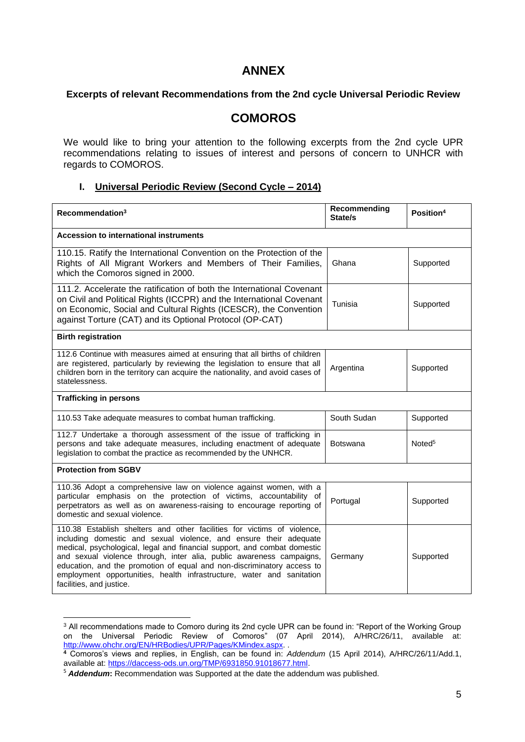# ANNEX

### Excerpts of relevant Recommendations from the 2nd cycle Universal Periodic Review

## COMOROS

We would like to bring your attention to the following excerpts from the 2nd cycle UPR recommendations relating to issues of interest and persons of concern to UNHCR with regards to COMOROS.

### I. Universal Periodic Review (Second Cycle – 2014)

| Recommendation[3] | Recommending State/s | Position[4] |
|---|---|---|
| **Accession to international instruments** | | |
| 110.15. Ratify the International Convention on the Protection of the Rights of All Migrant Workers and Members of Their Families, which the Comoros signed in 2000. | Ghana | Supported |
| 111.2. Accelerate the ratification of both the International Covenant on Civil and Political Rights (ICCPR) and the International Covenant on Economic, Social and Cultural Rights (ICESCR), the Convention against Torture (CAT) and its Optional Protocol (OP-CAT) | Tunisia | Supported |
| **Birth registration** | | |
| 112.6 Continue with measures aimed at ensuring that all births of children are registered, particularly by reviewing the legislation to ensure that all children born in the territory can acquire the nationality, and avoid cases of statelessness. | Argentina | Supported |
| **Trafficking in persons** | | |
| 110.53 Take adequate measures to combat human trafficking. | South Sudan | Supported |
| 112.7 Undertake a thorough assessment of the issue of trafficking in persons and take adequate measures, including enactment of adequate legislation to combat the practice as recommended by the UNHCR. | Botswana | Noted[5] |
| **Protection from SGBV** | | |
| 110.36 Adopt a comprehensive law on violence against women, with a particular emphasis on the protection of victims, accountability of perpetrators as well as on awareness-raising to encourage reporting of domestic and sexual violence. | Portugal | Supported |
| 110.38 Establish shelters and other facilities for victims of violence, including domestic and sexual violence, and ensure their adequate medical, psychological, legal and financial support, and combat domestic and sexual violence through, inter alia, public awareness campaigns, education, and the promotion of equal and non-discriminatory access to employment opportunities, health infrastructure, water and sanitation facilities, and justice. | Germany | Supported |

---

[3] All recommendations made to Comoro during its 2nd cycle UPR can be found in: "Report of the Working Group on the Universal Periodic Review of Comoros" (07 April 2014), A/HRC/26/11, available at: http://www.ohchr.org/EN/HRBodies/UPR/Pages/KMindex.aspx. .

[4] Comoros's views and replies, in English, can be found in: *Addendum* (15 April 2014), A/HRC/26/11/Add.1, available at: https://daccess-ods.un.org/TMP/6931850.91018677.html.

[5] ***Addendum*:** Recommendation was Supported at the date the addendum was published.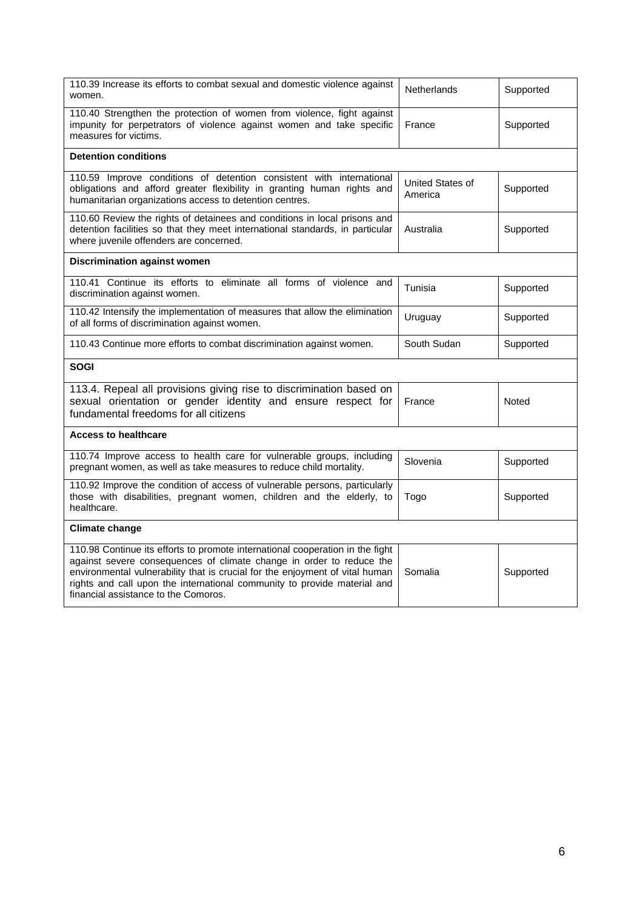| | | |
|---|---|---|
| 110.39 Increase its efforts to combat sexual and domestic violence against women. | Netherlands | Supported |
| 110.40 Strengthen the protection of women from violence, fight against impunity for perpetrators of violence against women and take specific measures for victims. | France | Supported |
| **Detention conditions** | | |
| 110.59 Improve conditions of detention consistent with international obligations and afford greater flexibility in granting human rights and humanitarian organizations access to detention centres. | United States of America | Supported |
| 110.60 Review the rights of detainees and conditions in local prisons and detention facilities so that they meet international standards, in particular where juvenile offenders are concerned. | Australia | Supported |
| **Discrimination against women** | | |
| 110.41 Continue its efforts to eliminate all forms of violence and discrimination against women. | Tunisia | Supported |
| 110.42 Intensify the implementation of measures that allow the elimination of all forms of discrimination against women. | Uruguay | Supported |
| 110.43 Continue more efforts to combat discrimination against women. | South Sudan | Supported |
| **SOGI** | | |
| 113.4. Repeal all provisions giving rise to discrimination based on sexual orientation or gender identity and ensure respect for fundamental freedoms for all citizens | France | Noted |
| **Access to healthcare** | | |
| 110.74 Improve access to health care for vulnerable groups, including pregnant women, as well as take measures to reduce child mortality. | Slovenia | Supported |
| 110.92 Improve the condition of access of vulnerable persons, particularly those with disabilities, pregnant women, children and the elderly, to healthcare. | Togo | Supported |
| **Climate change** | | |
| 110.98 Continue its efforts to promote international cooperation in the fight against severe consequences of climate change in order to reduce the environmental vulnerability that is crucial for the enjoyment of vital human rights and call upon the international community to provide material and financial assistance to the Comoros. | Somalia | Supported |